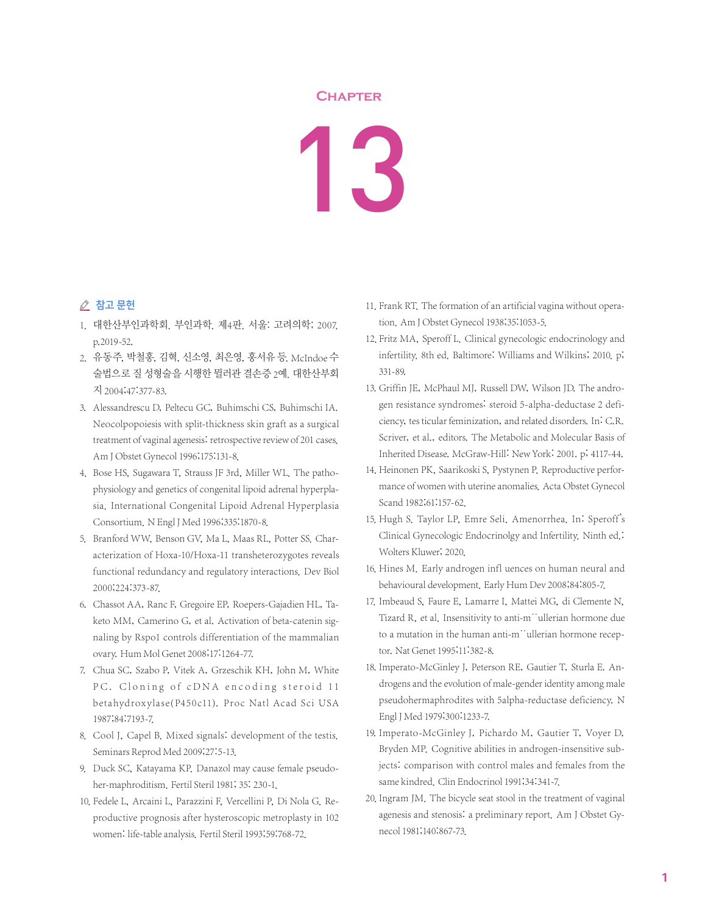# CHAPTER

# 13

## 참고 문헌

1. 대한산부인과학회. 부인과학. 제4판. 서울: 고려의학; 2007. p.2019-52.
2. 유동주, 박철홍, 김혁, 신소영, 최은영, 홍서유 등. McIndoe 수술법으로 질 성형술을 시행한 뮐러관 결손증 2예. 대한산부회지 2004;47:377-83.
3. Alessandrescu D, Peltecu GC, Buhimschi CS, Buhimschi IA. Neocolpopoiesis with split-thickness skin graft as a surgical treatment of vaginal agenesis: retrospective review of 201 cases. Am J Obstet Gynecol 1996;175:131-8.
4. Bose HS, Sugawara T, Strauss JF 3rd, Miller WL. The pathophysiology and genetics of congenital lipoid adrenal hyperplasia. International Congenital Lipoid Adrenal Hyperplasia Consortium. N Engl J Med 1996;335:1870-8.
5. Branford WW, Benson GV, Ma L, Maas RL, Potter SS. Characterization of Hoxa-10/Hoxa-11 transheterozygotes reveals functional redundancy and regulatory interactions. Dev Biol 2000;224:373-87.
6. Chassot AA, Ranc F, Gregoire EP, Roepers-Gajadien HL, Taketo MM, Camerino G, et al. Activation of beta-catenin signaling by Rspo1 controls differentiation of the mammalian ovary. Hum Mol Genet 2008;17:1264-77.
7. Chua SC, Szabo P, Vitek A, Grzeschik KH, John M, White PC. Cloning of cDNA encoding steroid 11 betahydroxylase(P450c11). Proc Natl Acad Sci USA 1987;84:7193-7.
8. Cool J, Capel B. Mixed signals: development of the testis. Seminars Reprod Med 2009;27:5-13.
9. Duck SC, Katayama KP. Danazol may cause female pseudoher-maphroditism. Fertil Steril 1981; 35: 230-1.
10. Fedele L, Arcaini L, Parazzini F, Vercellini P, Di Nola G. Reproductive prognosis after hysteroscopic metroplasty in 102 women: life-table analysis. Fertil Steril 1993;59:768-72.
11. Frank RT. The formation of an artificial vagina without operation. Am J Obstet Gynecol 1938;35:1053-5.
12. Fritz MA, Speroff L. Clinical gynecologic endocrinology and infertility. 8th ed. Baltimore: Williams and Wilkins; 2010. p; 331-89.
13. Griffin JE, McPhaul MJ, Russell DW, Wilson JD. The androgen resistance syndromes: steroid 5-alpha-deductase 2 deficiency, tes ticular feminization, and related disorders. In: C.R. Scriver, et al., editors. The Metabolic and Molecular Basis of Inherited Disease. McGraw-Hill: New York: 2001. p; 4117-44.
14. Heinonen PK, Saarikoski S, Pystynen P. Reproductive performance of women with uterine anomalies. Acta Obstet Gynecol Scand 1982;61:157-62.
15. Hugh S. Taylor LP, Emre Seli. Amenorrhea. In: Speroff's Clinical Gynecologic Endocrinolgy and Infertility. Ninth ed.: Wolters Kluwer; 2020.
16. Hines M. Early androgen infl uences on human neural and behavioural development. Early Hum Dev 2008;84:805-7.
17. Imbeaud S, Faure E, Lamarre I, Mattei MG, di Clemente N, Tizard R, et al. Insensitivity to anti-m¨ullerian hormone due to a mutation in the human anti-m¨ullerian hormone receptor. Nat Genet 1995;11:382-8.
18. Imperato-McGinley J, Peterson RE, Gautier T, Sturla E. Androgens and the evolution of male-gender identity among male pseudohermaphrodites with 5alpha-reductase deficiency. N Engl J Med 1979;300:1233-7.
19. Imperato-McGinley J, Pichardo M, Gautier T, Voyer D, Bryden MP. Cognitive abilities in androgen-insensitive subjects: comparison with control males and females from the same kindred. Clin Endocrinol 1991;34:341-7.
20. Ingram JM. The bicycle seat stool in the treatment of vaginal agenesis and stenosis: a preliminary report. Am J Obstet Gynecol 1981;140:867-73.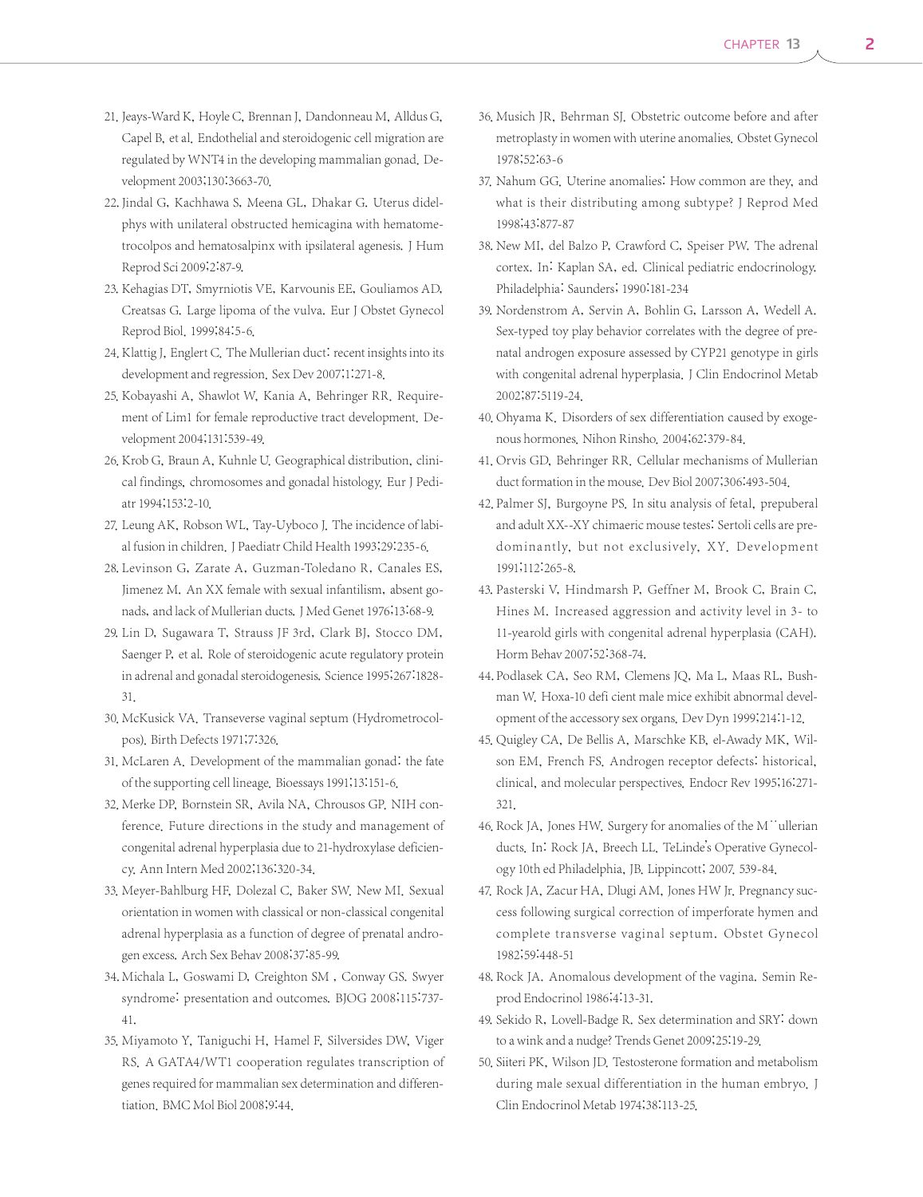21. Jeays-Ward K, Hoyle C, Brennan J, Dandonneau M, Alldus G, Capel B, et al. Endothelial and steroidogenic cell migration are regulated by WNT4 in the developing mammalian gonad. Development 2003;130:3663-70.
22. Jindal G, Kachhawa S, Meena GL, Dhakar G. Uterus didelphys with unilateral obstructed hemicagina with hematometrocolpos and hematosalpinx with ipsilateral agenesis. J Hum Reprod Sci 2009;2:87-9.
23. Kehagias DT, Smyrniotis VE, Karvounis EE, Gouliamos AD, Creatsas G. Large lipoma of the vulva. Eur J Obstet Gynecol Reprod Biol. 1999;84:5-6.
24. Klattig J, Englert C. The Mullerian duct: recent insights into its development and regression. Sex Dev 2007;1:271-8.
25. Kobayashi A, Shawlot W, Kania A, Behringer RR. Requirement of Lim1 for female reproductive tract development. Development 2004;131:539-49.
26. Krob G, Braun A, Kuhnle U. Geographical distribution, clinical findings, chromosomes and gonadal histology. Eur J Pediatr 1994;153:2-10.
27. Leung AK, Robson WL, Tay-Uyboco J. The incidence of labial fusion in children. J Paediatr Child Health 1993;29:235-6.
28. Levinson G, Zarate A, Guzman-Toledano R, Canales ES, Jimenez M. An XX female with sexual infantilism, absent gonads, and lack of Mullerian ducts. J Med Genet 1976;13:68-9.
29. Lin D, Sugawara T, Strauss JF 3rd, Clark BJ, Stocco DM, Saenger P, et al. Role of steroidogenic acute regulatory protein in adrenal and gonadal steroidogenesis. Science 1995;267:1828-31.
30. McKusick VA. Transeverse vaginal septum (Hydrometrocolpos). Birth Defects 1971;7:326.
31. McLaren A. Development of the mammalian gonad: the fate of the supporting cell lineage. Bioessays 1991;13:151-6.
32. Merke DP, Bornstein SR, Avila NA, Chrousos GP. NIH conference. Future directions in the study and management of congenital adrenal hyperplasia due to 21-hydroxylase deficiency. Ann Intern Med 2002;136:320-34.
33. Meyer-Bahlburg HF, Dolezal C, Baker SW, New MI. Sexual orientation in women with classical or non-classical congenital adrenal hyperplasia as a function of degree of prenatal androgen excess. Arch Sex Behav 2008;37:85-99.
34. Michala L, Goswami D, Creighton SM , Conway GS. Swyer syndrome: presentation and outcomes. BJOG 2008;115:737-41.
35. Miyamoto Y, Taniguchi H, Hamel F, Silversides DW, Viger RS. A GATA4/WT1 cooperation regulates transcription of genes required for mammalian sex determination and differentiation. BMC Mol Biol 2008;9:44.
36. Musich JR, Behrman SJ. Obstetric outcome before and after metroplasty in women with uterine anomalies. Obstet Gynecol 1978;52:63-6
37. Nahum GG. Uterine anomalies: How common are they, and what is their distributing among subtype? J Reprod Med 1998;43:877-87
38. New MI, del Balzo P, Crawford C, Speiser PW. The adrenal cortex. In: Kaplan SA, ed. Clinical pediatric endocrinology. Philadelphia: Saunders; 1990:181-234
39. Nordenstrom A, Servin A, Bohlin G, Larsson A, Wedell A. Sex-typed toy play behavior correlates with the degree of prenatal androgen exposure assessed by CYP21 genotype in girls with congenital adrenal hyperplasia. J Clin Endocrinol Metab 2002;87:5119-24.
40. Ohyama K. Disorders of sex differentiation caused by exogenous hormones. Nihon Rinsho. 2004;62:379-84.
41. Orvis GD, Behringer RR. Cellular mechanisms of Mullerian duct formation in the mouse. Dev Biol 2007;306:493-504.
42. Palmer SJ, Burgoyne PS. In situ analysis of fetal, prepuberal and adult XX--XY chimaeric mouse testes: Sertoli cells are predominantly, but not exclusively, XY. Development 1991;112:265-8.
43. Pasterski V, Hindmarsh P, Geffner M, Brook C, Brain C, Hines M. Increased aggression and activity level in 3- to 11-yearold girls with congenital adrenal hyperplasia (CAH). Horm Behav 2007;52:368-74.
44. Podlasek CA, Seo RM, Clemens JQ, Ma L, Maas RL, Bushman W. Hoxa-10 defi cient male mice exhibit abnormal development of the accessory sex organs. Dev Dyn 1999;214:1-12.
45. Quigley CA, De Bellis A, Marschke KB, el-Awady MK, Wilson EM, French FS. Androgen receptor defects: historical, clinical, and molecular perspectives. Endocr Rev 1995;16:271-321.
46. Rock JA, Jones HW. Surgery for anomalies of the M¨ullerian ducts. In: Rock JA, Breech LL. TeLinde's Operative Gynecology 10th ed Philadelphia, JB. Lippincott; 2007. 539-84.
47. Rock JA, Zacur HA, Dlugi AM, Jones HW Jr. Pregnancy success following surgical correction of imperforate hymen and complete transverse vaginal septum. Obstet Gynecol 1982;59:448-51
48. Rock JA. Anomalous development of the vagina. Semin Reprod Endocrinol 1986;4:13-31.
49. Sekido R, Lovell-Badge R. Sex determination and SRY: down to a wink and a nudge? Trends Genet 2009;25:19-29.
50. Siiteri PK, Wilson JD. Testosterone formation and metabolism during male sexual differentiation in the human embryo. J Clin Endocrinol Metab 1974;38:113-25.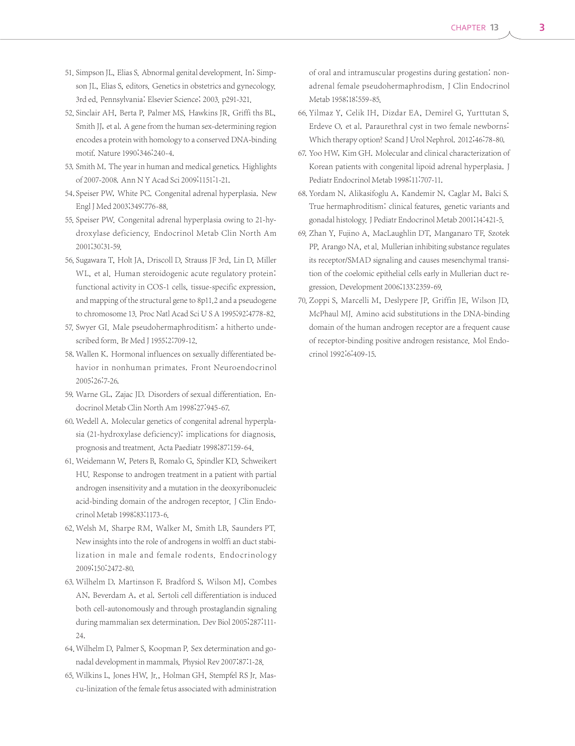51. Simpson JL, Elias S. Abnormal genital development. In: Simpson JL, Elias S, editors. Genetics in obstetrics and gynecology. 3rd ed. Pennsylvania: Elsevier Science; 2003. p291-321.
52. Sinclair AH, Berta P, Palmer MS, Hawkins JR, Griffi ths BL, Smith JJ, et al. A gene from the human sex-determining region encodes a protein with homology to a conserved DNA-binding motif. Nature 1990;346:240-4.
53. Smith M. The year in human and medical genetics. Highlights of 2007-2008. Ann N Y Acad Sci 2009;1151:1-21.
54. Speiser PW, White PC. Congenital adrenal hyperplasia. New Engl J Med 2003;349:776-88.
55. Speiser PW. Congenital adrenal hyperplasia owing to 21-hydroxylase deficiency. Endocrinol Metab Clin North Am 2001;30:31-59.
56. Sugawara T, Holt JA, Driscoll D, Strauss JF 3rd, Lin D, Miller WL, et al. Human steroidogenic acute regulatory protein: functional activity in COS-1 cells, tissue-specific expression, and mapping of the structural gene to 8p11.2 and a pseudogene to chromosome 13. Proc Natl Acad Sci U S A 1995;92:4778-82.
57. Swyer GI. Male pseudohermaphroditism: a hitherto undescribed form. Br Med J 1955;2:709-12.
58. Wallen K. Hormonal influences on sexually differentiated behavior in nonhuman primates. Front Neuroendocrinol 2005;26:7-26.
59. Warne GL, Zajac JD. Disorders of sexual differentiation. Endocrinol Metab Clin North Am 1998;27:945-67.
60. Wedell A. Molecular genetics of congenital adrenal hyperplasia (21-hydroxylase deficiency): implications for diagnosis, prognosis and treatment. Acta Paediatr 1998;87:159-64.
61. Weidemann W, Peters B, Romalo G, Spindler KD, Schweikert HU. Response to androgen treatment in a patient with partial androgen insensitivity and a mutation in the deoxyribonucleic acid-binding domain of the androgen receptor. J Clin Endocrinol Metab 1998;83:1173-6.
62. Welsh M, Sharpe RM, Walker M, Smith LB, Saunders PT. New insights into the role of androgens in wolffi an duct stabilization in male and female rodents. Endocrinology 2009;150:2472-80.
63. Wilhelm D, Martinson F, Bradford S, Wilson MJ, Combes AN, Beverdam A, et al. Sertoli cell differentiation is induced both cell-autonomously and through prostaglandin signaling during mammalian sex determination. Dev Biol 2005;287:111-24.
64. Wilhelm D, Palmer S, Koopman P. Sex determination and gonadal development in mammals. Physiol Rev 2007;87:1-28.
65. Wilkins L, Jones HW, Jr., Holman GH, Stempfel RS Jr. Mascu-linization of the female fetus associated with administration of oral and intramuscular progestins during gestation: non-adrenal female pseudohermaphrodism. J Clin Endocrinol Metab 1958;18:559-85.
66. Yilmaz Y, Celik IH, Dizdar EA, Demirel G, Yurttutan S, Erdeve O, et al. Paraurethral cyst in two female newborns: Which therapy option? Scand J Urol Nephrol. 2012;46:78-80.
67. Yoo HW, Kim GH. Molecular and clinical characterization of Korean patients with congenital lipoid adrenal hyperplasia. J Pediatr Endocrinol Metab 1998;11:707-11.
68. Yordam N, Alikasifoglu A, Kandemir N, Caglar M, Balci S. True hermaphroditism: clinical features, genetic variants and gonadal histology. J Pediatr Endocrinol Metab 2001;14:421-5.
69. Zhan Y, Fujino A, MacLaughlin DT, Manganaro TF, Szotek PP, Arango NA, et al. Mullerian inhibiting substance regulates its receptor/SMAD signaling and causes mesenchymal transition of the coelomic epithelial cells early in Mullerian duct regression. Development 2006;133:2359-69.
70. Zoppi S, Marcelli M, Deslypere JP, Griffin JE, Wilson JD, McPhaul MJ. Amino acid substitutions in the DNA-binding domain of the human androgen receptor are a frequent cause of receptor-binding positive androgen resistance. Mol Endocrinol 1992;6:409-15.